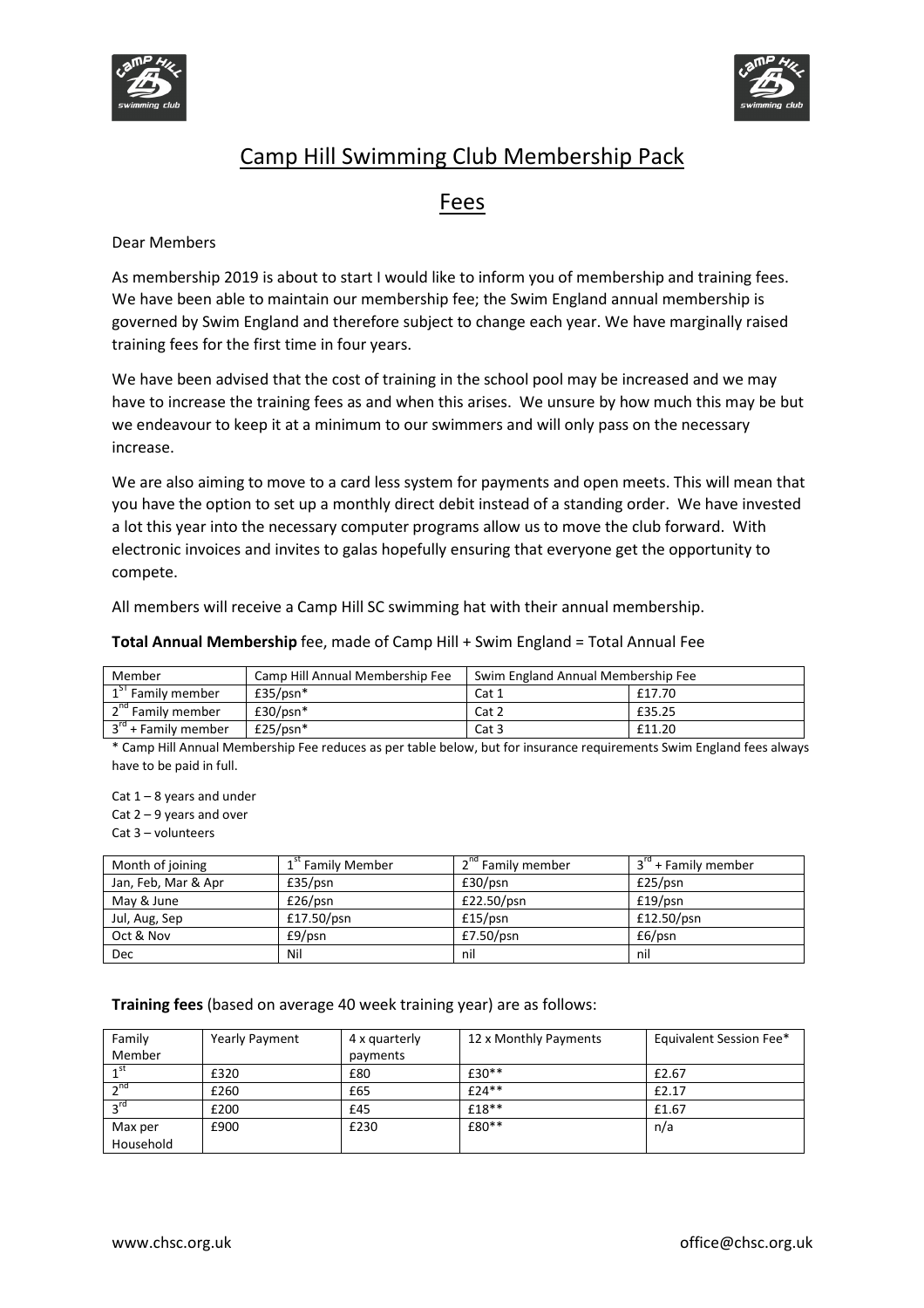# Camp Hill Swimming Club Membership Pack

## Fees

Dear Members

As membership 2019 is about to start I would like to inform you of membership and training fees. We have been able to maintain our membership fee; the Swim England annual membership is governed by Swim England and therefore subject to change each year. We have marginally raised training fees for the first time in four years.

We have been advised that the cost of training in the school pool may be increased and we may have to increase the training fees as and when this arises. We unsure by how much this may be but we endeavour to keep it at a minimum to our swimmers and will only pass on the necessary increase.

We are also aiming to move to a card less system for payments and open meets. This will mean that you have the option to set up a monthly direct debit instead of a standing order. We have invested a lot this year into the necessary computer programs allow us to move the club forward. With electronic invoices and invites to galas hopefully ensuring that everyone get the opportunity to compete.

All members will receive a Camp Hill SC swimming hat with their annual membership.

**Total Annual Membership** fee, made of Camp Hill + Swim England = Total Annual Fee

| Member | Camp Hill Annual Membership Fee | Swim England Annual Membership Fee | |
|---|---|---|---|
| 1st Family member | £35/psn* | Cat 1 | £17.70 |
| 2nd Family member | £30/psn* | Cat 2 | £35.25 |
| 3rd + Family member | £25/psn* | Cat 3 | £11.20 |

\* Camp Hill Annual Membership Fee reduces as per table below, but for insurance requirements Swim England fees always have to be paid in full.

Cat 1 – 8 years and under
Cat 2 – 9 years and over
Cat 3 – volunteers

| Month of joining | 1st Family Member | 2nd Family member | 3rd + Family member |
|---|---|---|---|
| Jan, Feb, Mar & Apr | £35/psn | £30/psn | £25/psn |
| May & June | £26/psn | £22.50/psn | £19/psn |
| Jul, Aug, Sep | £17.50/psn | £15/psn | £12.50/psn |
| Oct & Nov | £9/psn | £7.50/psn | £6/psn |
| Dec | Nil | nil | nil |

**Training fees** (based on average 40 week training year) are as follows:

| Family Member | Yearly Payment | 4 x quarterly payments | 12 x Monthly Payments | Equivalent Session Fee* |
|---|---|---|---|---|
| 1st | £320 | £80 | £30** | £2.67 |
| 2nd | £260 | £65 | £24** | £2.17 |
| 3rd | £200 | £45 | £18** | £1.67 |
| Max per Household | £900 | £230 | £80** | n/a |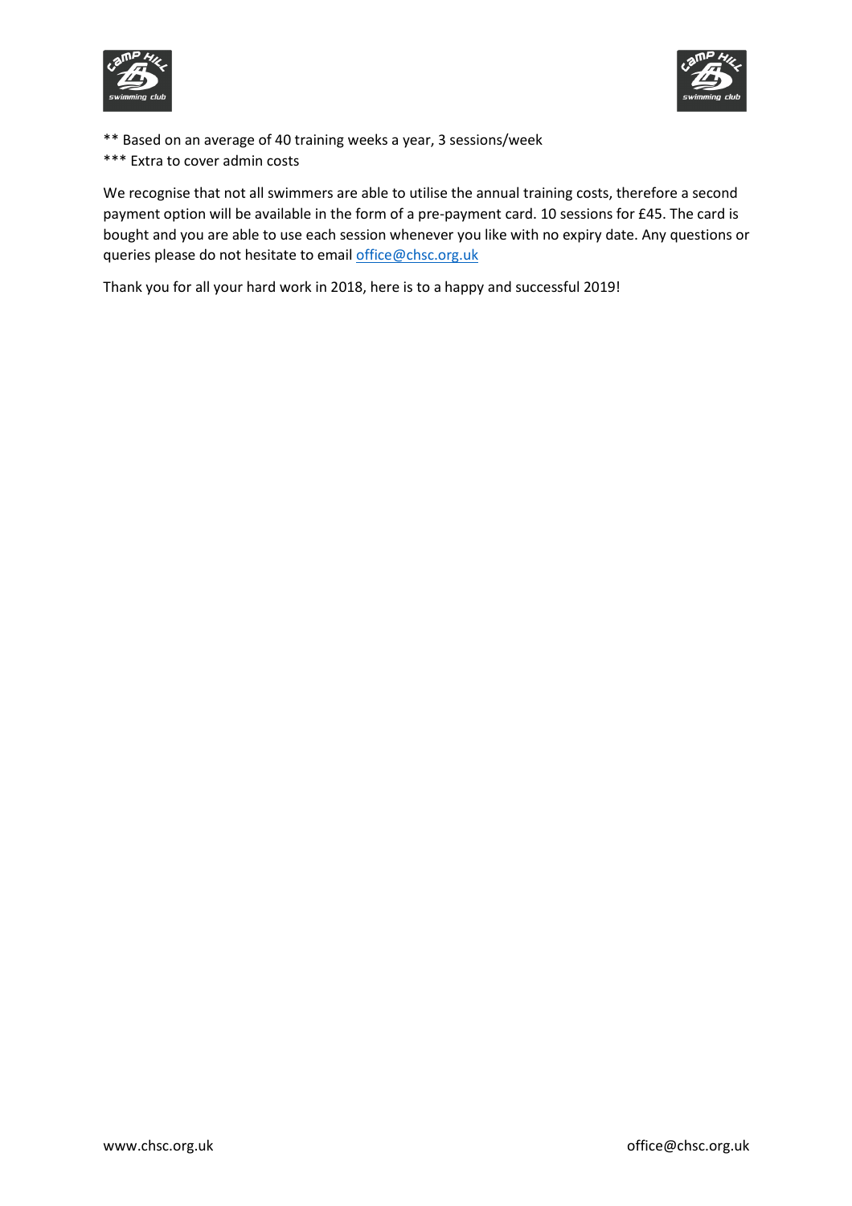** Based on an average of 40 training weeks a year, 3 sessions/week
*** Extra to cover admin costs

We recognise that not all swimmers are able to utilise the annual training costs, therefore a second payment option will be available in the form of a pre-payment card. 10 sessions for £45. The card is bought and you are able to use each session whenever you like with no expiry date. Any questions or queries please do not hesitate to email office@chsc.org.uk

Thank you for all your hard work in 2018, here is to a happy and successful 2019!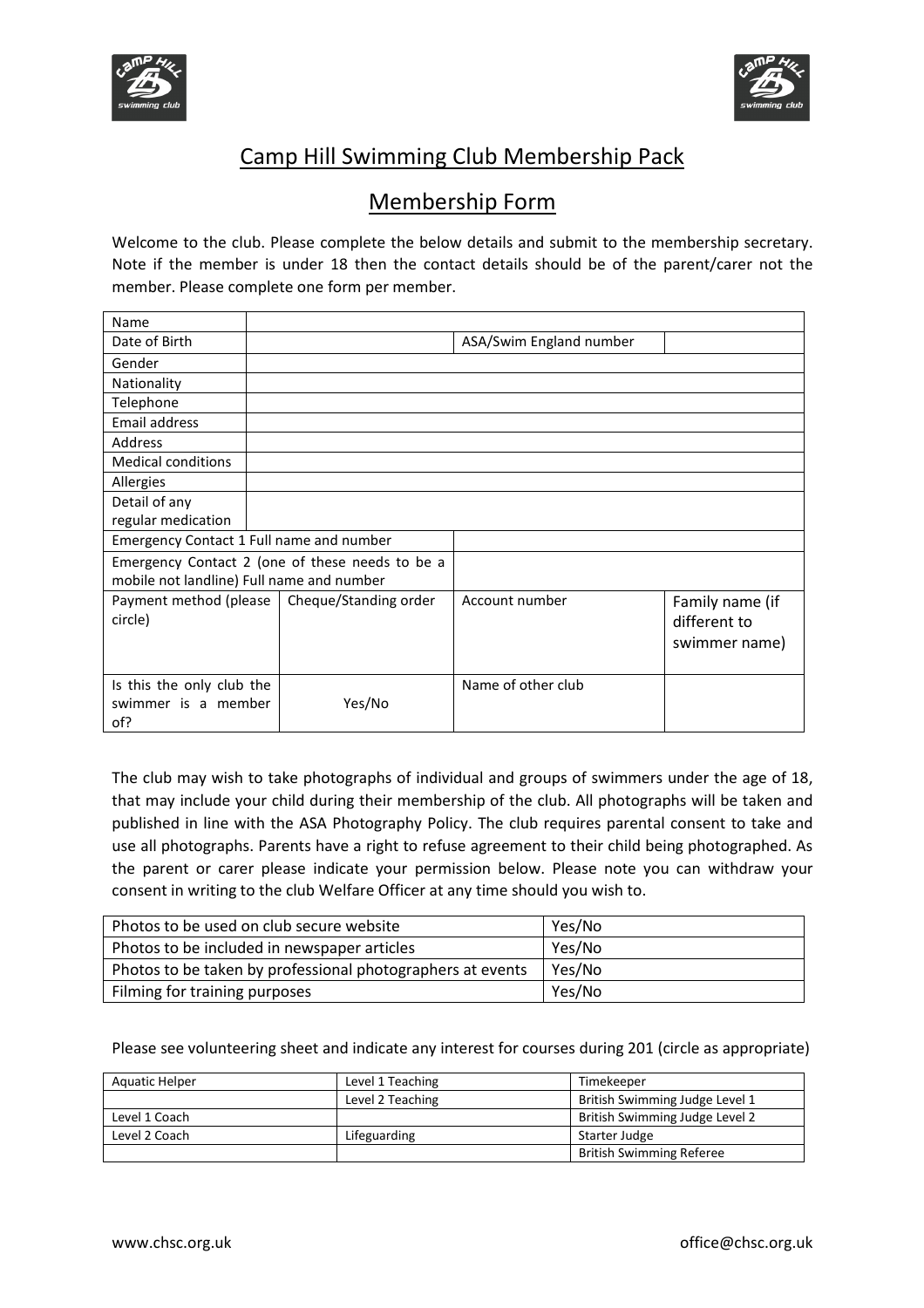# Camp Hill Swimming Club Membership Pack

## Membership Form

Welcome to the club. Please complete the below details and submit to the membership secretary. Note if the member is under 18 then the contact details should be of the parent/carer not the member. Please complete one form per member.

| Name | | | |
|---|---|---|---|
| Date of Birth | | ASA/Swim England number | |
| Gender | | | |
| Nationality | | | |
| Telephone | | | |
| Email address | | | |
| Address | | | |
| Medical conditions | | | |
| Allergies | | | |
| Detail of any regular medication | | | |
| Emergency Contact 1 Full name and number | | | |
| Emergency Contact 2 (one of these needs to be a mobile not landline) Full name and number | | | |
| Payment method (please circle) | Cheque/Standing order | Account number | Family name (if different to swimmer name) |
| Is this the only club the swimmer is a member of? | Yes/No | Name of other club | |

The club may wish to take photographs of individual and groups of swimmers under the age of 18, that may include your child during their membership of the club. All photographs will be taken and published in line with the ASA Photography Policy. The club requires parental consent to take and use all photographs. Parents have a right to refuse agreement to their child being photographed. As the parent or carer please indicate your permission below. Please note you can withdraw your consent in writing to the club Welfare Officer at any time should you wish to.

| Photos to be used on club secure website | Yes/No |
|---|---|
| Photos to be included in newspaper articles | Yes/No |
| Photos to be taken by professional photographers at events | Yes/No |
| Filming for training purposes | Yes/No |

Please see volunteering sheet and indicate any interest for courses during 201 (circle as appropriate)

| Aquatic Helper | Level 1 Teaching | Timekeeper |
|---|---|---|
| | Level 2 Teaching | British Swimming Judge Level 1 |
| Level 1 Coach | | British Swimming Judge Level 2 |
| Level 2 Coach | Lifeguarding | Starter Judge |
| | | British Swimming Referee |

www.chsc.org.uk office@chsc.org.uk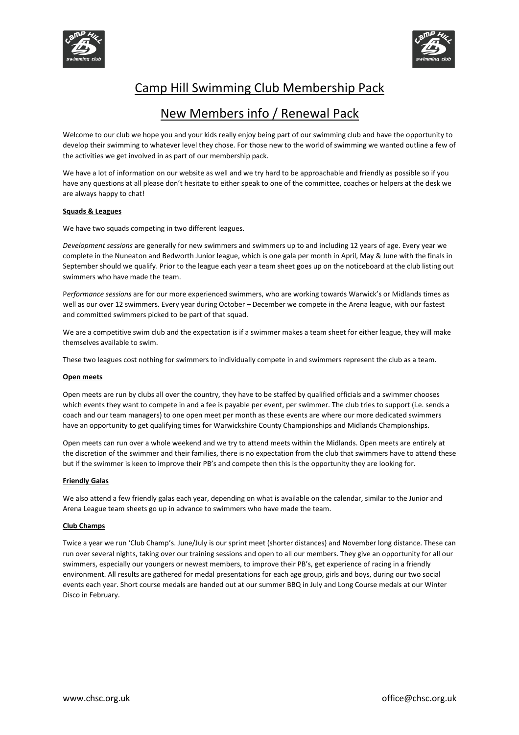# Camp Hill Swimming Club Membership Pack

## New Members info / Renewal Pack

Welcome to our club we hope you and your kids really enjoy being part of our swimming club and have the opportunity to develop their swimming to whatever level they chose. For those new to the world of swimming we wanted outline a few of the activities we get involved in as part of our membership pack.

We have a lot of information on our website as well and we try hard to be approachable and friendly as possible so if you have any questions at all please don't hesitate to either speak to one of the committee, coaches or helpers at the desk we are always happy to chat!

### Squads & Leagues

We have two squads competing in two different leagues.

*Development sessions* are generally for new swimmers and swimmers up to and including 12 years of age. Every year we complete in the Nuneaton and Bedworth Junior league, which is one gala per month in April, May & June with the finals in September should we qualify. Prior to the league each year a team sheet goes up on the noticeboard at the club listing out swimmers who have made the team.

P*erformance sessions* are for our more experienced swimmers, who are working towards Warwick's or Midlands times as well as our over 12 swimmers. Every year during October – December we compete in the Arena league, with our fastest and committed swimmers picked to be part of that squad.

We are a competitive swim club and the expectation is if a swimmer makes a team sheet for either league, they will make themselves available to swim.

These two leagues cost nothing for swimmers to individually compete in and swimmers represent the club as a team.

### Open meets

Open meets are run by clubs all over the country, they have to be staffed by qualified officials and a swimmer chooses which events they want to compete in and a fee is payable per event, per swimmer. The club tries to support (i.e. sends a coach and our team managers) to one open meet per month as these events are where our more dedicated swimmers have an opportunity to get qualifying times for Warwickshire County Championships and Midlands Championships.

Open meets can run over a whole weekend and we try to attend meets within the Midlands. Open meets are entirely at the discretion of the swimmer and their families, there is no expectation from the club that swimmers have to attend these but if the swimmer is keen to improve their PB's and compete then this is the opportunity they are looking for.

### Friendly Galas

We also attend a few friendly galas each year, depending on what is available on the calendar, similar to the Junior and Arena League team sheets go up in advance to swimmers who have made the team.

### Club Champs

Twice a year we run 'Club Champ's. June/July is our sprint meet (shorter distances) and November long distance. These can run over several nights, taking over our training sessions and open to all our members. They give an opportunity for all our swimmers, especially our youngers or newest members, to improve their PB's, get experience of racing in a friendly environment. All results are gathered for medal presentations for each age group, girls and boys, during our two social events each year. Short course medals are handed out at our summer BBQ in July and Long Course medals at our Winter Disco in February.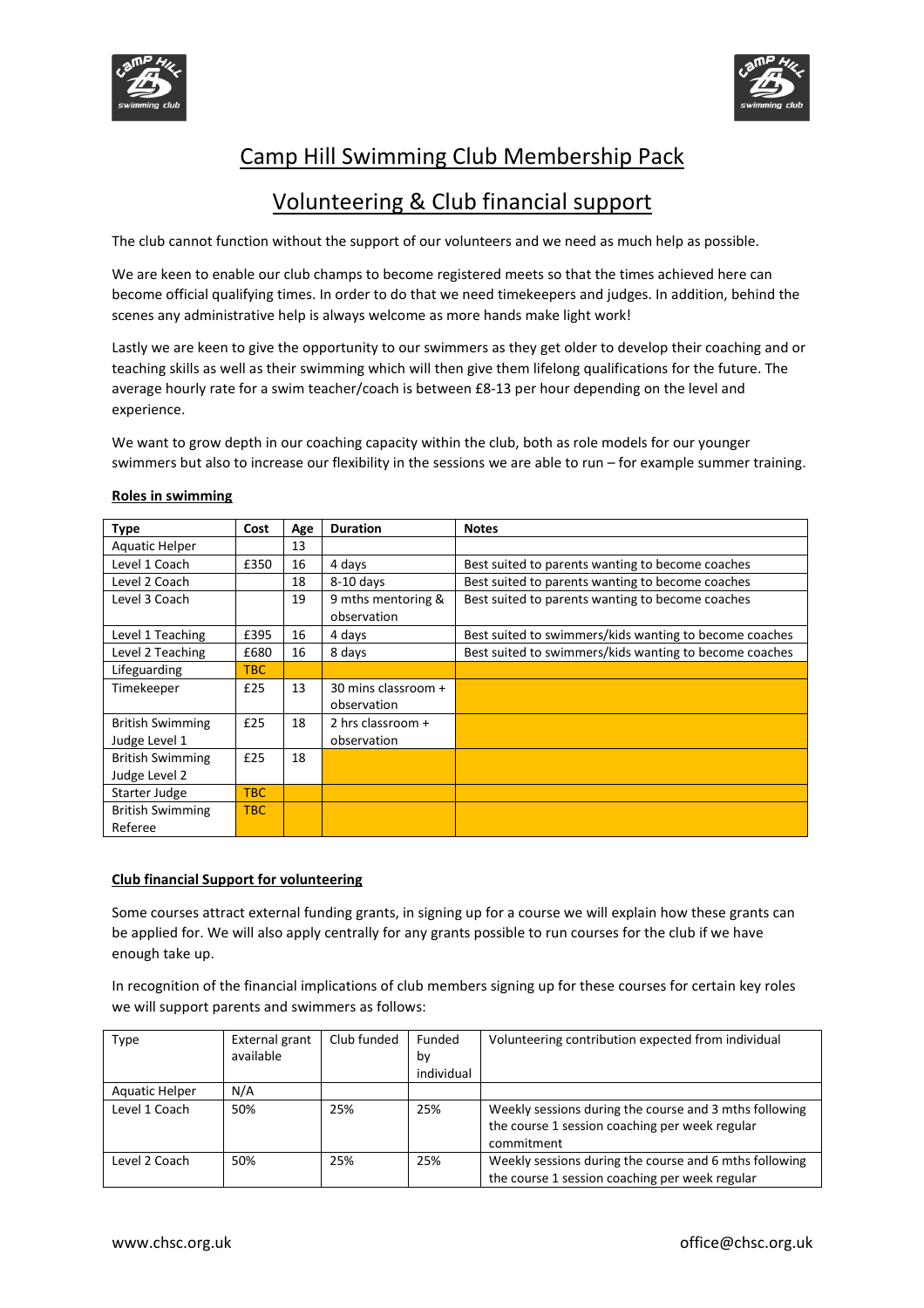# Camp Hill Swimming Club Membership Pack

## Volunteering & Club financial support

The club cannot function without the support of our volunteers and we need as much help as possible.

We are keen to enable our club champs to become registered meets so that the times achieved here can become official qualifying times. In order to do that we need timekeepers and judges. In addition, behind the scenes any administrative help is always welcome as more hands make light work!

Lastly we are keen to give the opportunity to our swimmers as they get older to develop their coaching and or teaching skills as well as their swimming which will then give them lifelong qualifications for the future. The average hourly rate for a swim teacher/coach is between £8-13 per hour depending on the level and experience.

We want to grow depth in our coaching capacity within the club, both as role models for our younger swimmers but also to increase our flexibility in the sessions we are able to run – for example summer training.

**Roles in swimming**

| Type | Cost | Age | Duration | Notes |
|---|---|---|---|---|
| Aquatic Helper | | 13 | | |
| Level 1 Coach | £350 | 16 | 4 days | Best suited to parents wanting to become coaches |
| Level 2 Coach | | 18 | 8-10 days | Best suited to parents wanting to become coaches |
| Level 3 Coach | | 19 | 9 mths mentoring & observation | Best suited to parents wanting to become coaches |
| Level 1 Teaching | £395 | 16 | 4 days | Best suited to swimmers/kids wanting to become coaches |
| Level 2 Teaching | £680 | 16 | 8 days | Best suited to swimmers/kids wanting to become coaches |
| Lifeguarding | TBC | | | |
| Timekeeper | £25 | 13 | 30 mins classroom + observation | |
| British Swimming Judge Level 1 | £25 | 18 | 2 hrs classroom + observation | |
| British Swimming Judge Level 2 | £25 | 18 | | |
| Starter Judge | TBC | | | |
| British Swimming Referee | TBC | | | |

**Club financial Support for volunteering**

Some courses attract external funding grants, in signing up for a course we will explain how these grants can be applied for. We will also apply centrally for any grants possible to run courses for the club if we have enough take up.

In recognition of the financial implications of club members signing up for these courses for certain key roles we will support parents and swimmers as follows:

| Type | External grant available | Club funded | Funded by individual | Volunteering contribution expected from individual |
|---|---|---|---|---|
| Aquatic Helper | N/A | | | |
| Level 1 Coach | 50% | 25% | 25% | Weekly sessions during the course and 3 mths following the course 1 session coaching per week regular commitment |
| Level 2 Coach | 50% | 25% | 25% | Weekly sessions during the course and 6 mths following the course 1 session coaching per week regular |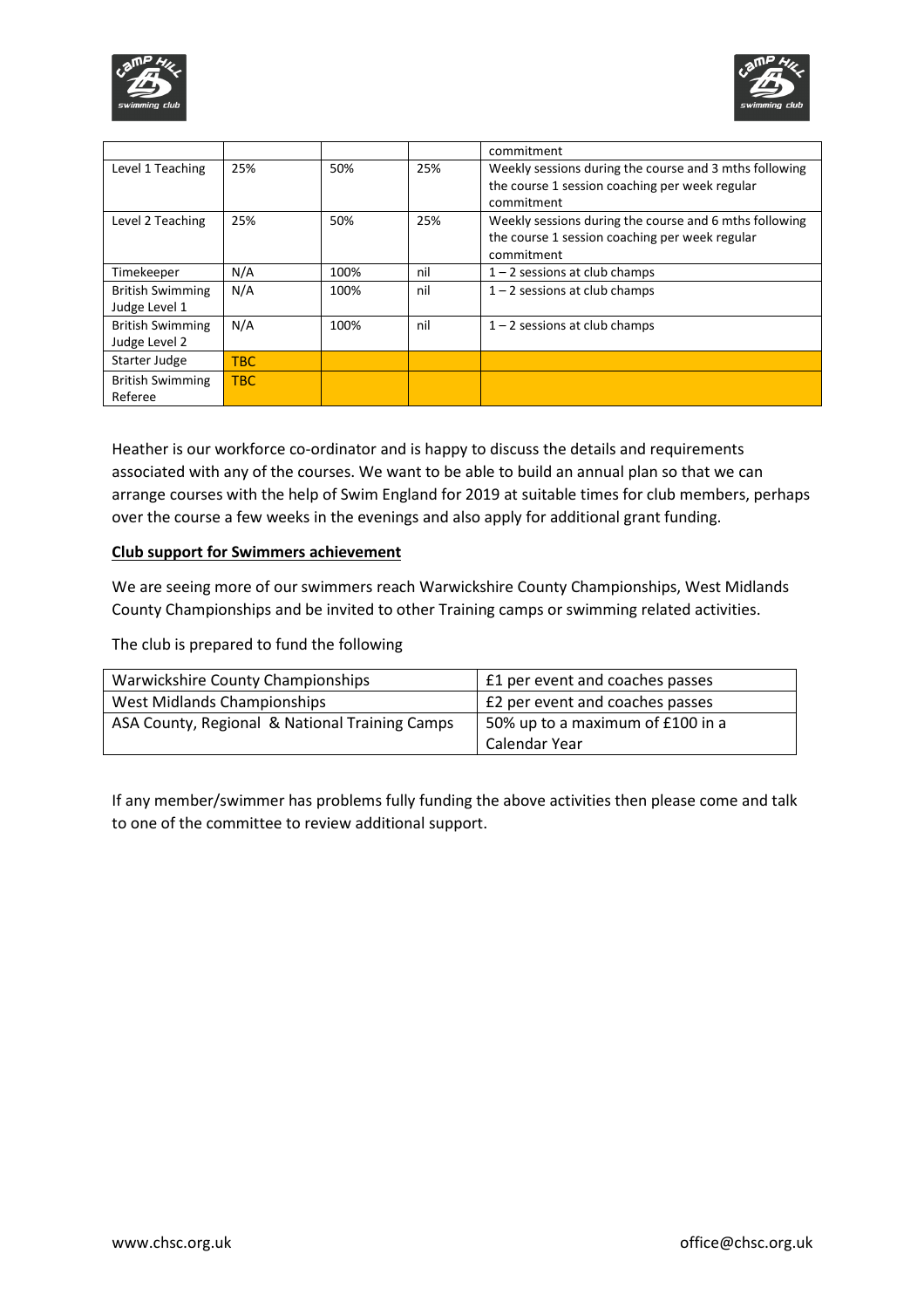| | | | | |
|---|---|---|---|---|
| | | | | commitment |
| Level 1 Teaching | 25% | 50% | 25% | Weekly sessions during the course and 3 mths following the course 1 session coaching per week regular commitment |
| Level 2 Teaching | 25% | 50% | 25% | Weekly sessions during the course and 6 mths following the course 1 session coaching per week regular commitment |
| Timekeeper | N/A | 100% | nil | 1 – 2 sessions at club champs |
| British Swimming Judge Level 1 | N/A | 100% | nil | 1 – 2 sessions at club champs |
| British Swimming Judge Level 2 | N/A | 100% | nil | 1 – 2 sessions at club champs |
| Starter Judge | TBC | | | |
| British Swimming Referee | TBC | | | |

Heather is our workforce co-ordinator and is happy to discuss the details and requirements associated with any of the courses. We want to be able to build an annual plan so that we can arrange courses with the help of Swim England for 2019 at suitable times for club members, perhaps over the course a few weeks in the evenings and also apply for additional grant funding.

**Club support for Swimmers achievement**

We are seeing more of our swimmers reach Warwickshire County Championships, West Midlands County Championships and be invited to other Training camps or swimming related activities.

The club is prepared to fund the following

| | |
|---|---|
| Warwickshire County Championships | £1 per event and coaches passes |
| West Midlands Championships | £2 per event and coaches passes |
| ASA County, Regional & National Training Camps | 50% up to a maximum of £100 in a Calendar Year |

If any member/swimmer has problems fully funding the above activities then please come and talk to one of the committee to review additional support.